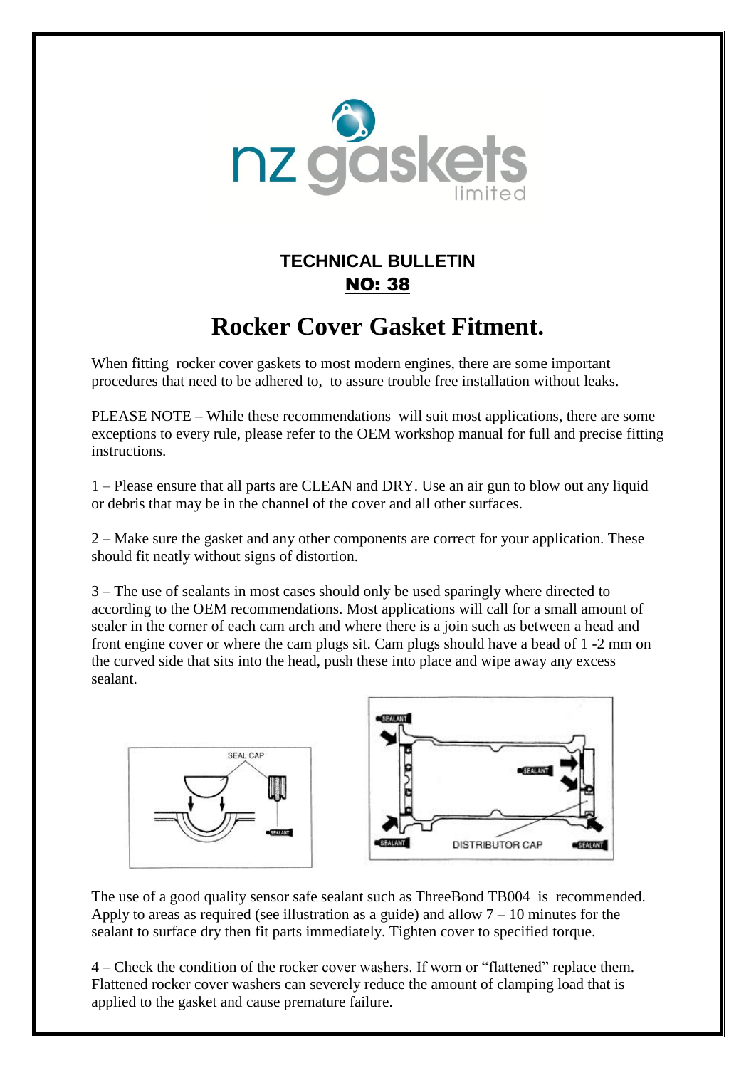nz gaskets limited

### TECHNICAL BULLETIN
### NO: 38

# Rocker Cover Gasket Fitment.

When fitting rocker cover gaskets to most modern engines, there are some important procedures that need to be adhered to, to assure trouble free installation without leaks.

PLEASE NOTE – While these recommendations will suit most applications, there are some exceptions to every rule, please refer to the OEM workshop manual for full and precise fitting instructions.

1 – Please ensure that all parts are CLEAN and DRY. Use an air gun to blow out any liquid or debris that may be in the channel of the cover and all other surfaces.

2 – Make sure the gasket and any other components are correct for your application. These should fit neatly without signs of distortion.

3 – The use of sealants in most cases should only be used sparingly where directed to according to the OEM recommendations. Most applications will call for a small amount of sealer in the corner of each cam arch and where there is a join such as between a head and front engine cover or where the cam plugs sit. Cam plugs should have a bead of 1 -2 mm on the curved side that sits into the head, push these into place and wipe away any excess sealant.

SEAL CAP

SEALANT

SEALANT

DISTRIBUTOR CAP

The use of a good quality sensor safe sealant such as ThreeBond TB004 is recommended. Apply to areas as required (see illustration as a guide) and allow 7 – 10 minutes for the sealant to surface dry then fit parts immediately. Tighten cover to specified torque.

4 – Check the condition of the rocker cover washers. If worn or "flattened" replace them. Flattened rocker cover washers can severely reduce the amount of clamping load that is applied to the gasket and cause premature failure.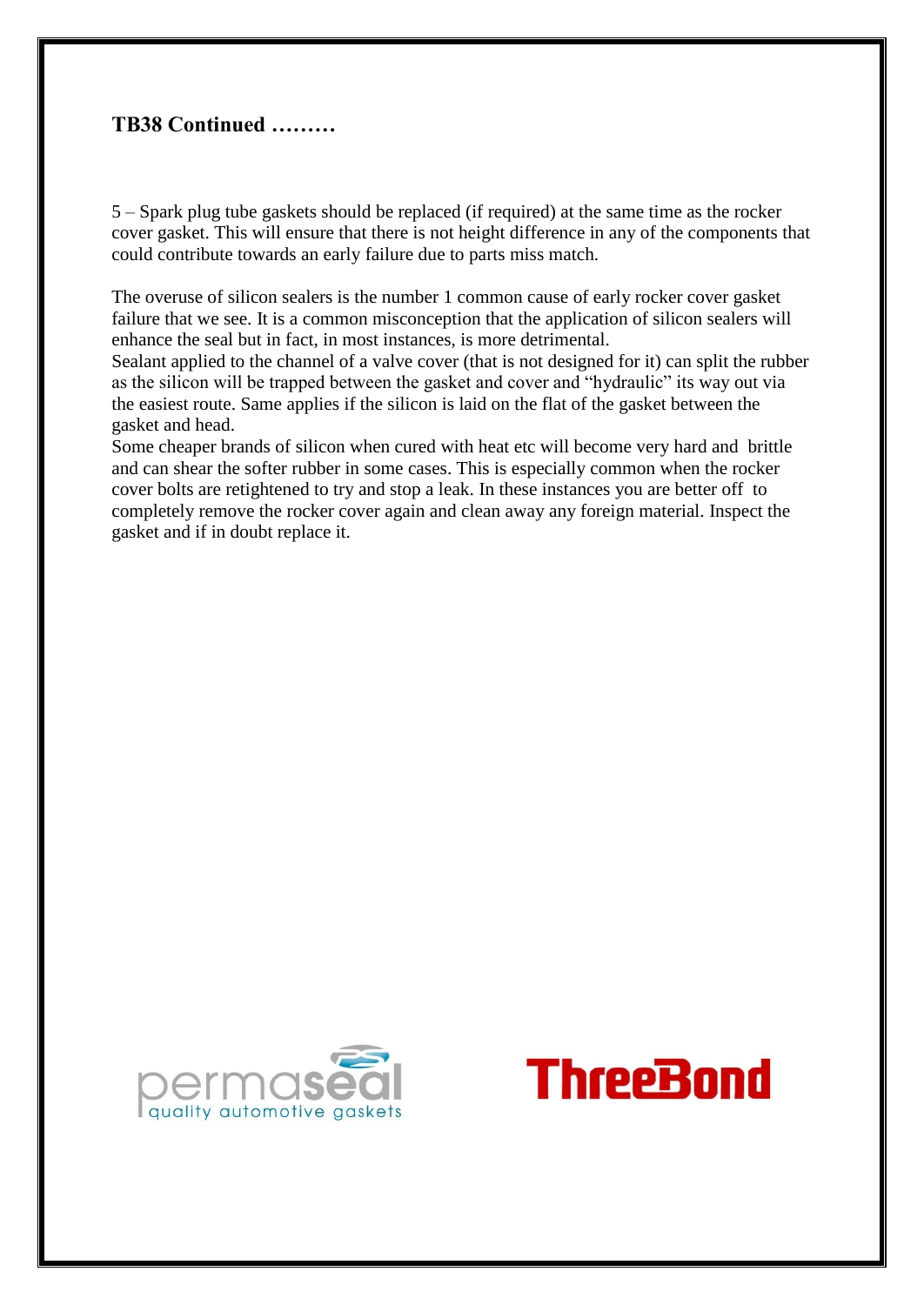**TB38 Continued ………**

5 – Spark plug tube gaskets should be replaced (if required) at the same time as the rocker cover gasket. This will ensure that there is not height difference in any of the components that could contribute towards an early failure due to parts miss match.

The overuse of silicon sealers is the number 1 common cause of early rocker cover gasket failure that we see. It is a common misconception that the application of silicon sealers will enhance the seal but in fact, in most instances, is more detrimental.
Sealant applied to the channel of a valve cover (that is not designed for it) can split the rubber as the silicon will be trapped between the gasket and cover and "hydraulic" its way out via the easiest route. Same applies if the silicon is laid on the flat of the gasket between the gasket and head.
Some cheaper brands of silicon when cured with heat etc will become very hard and brittle and can shear the softer rubber in some cases. This is especially common when the rocker cover bolts are retightened to try and stop a leak. In these instances you are better off to completely remove the rocker cover again and clean away any foreign material. Inspect the gasket and if in doubt replace it.

permaseal quality automotive gaskets

ThreeBond